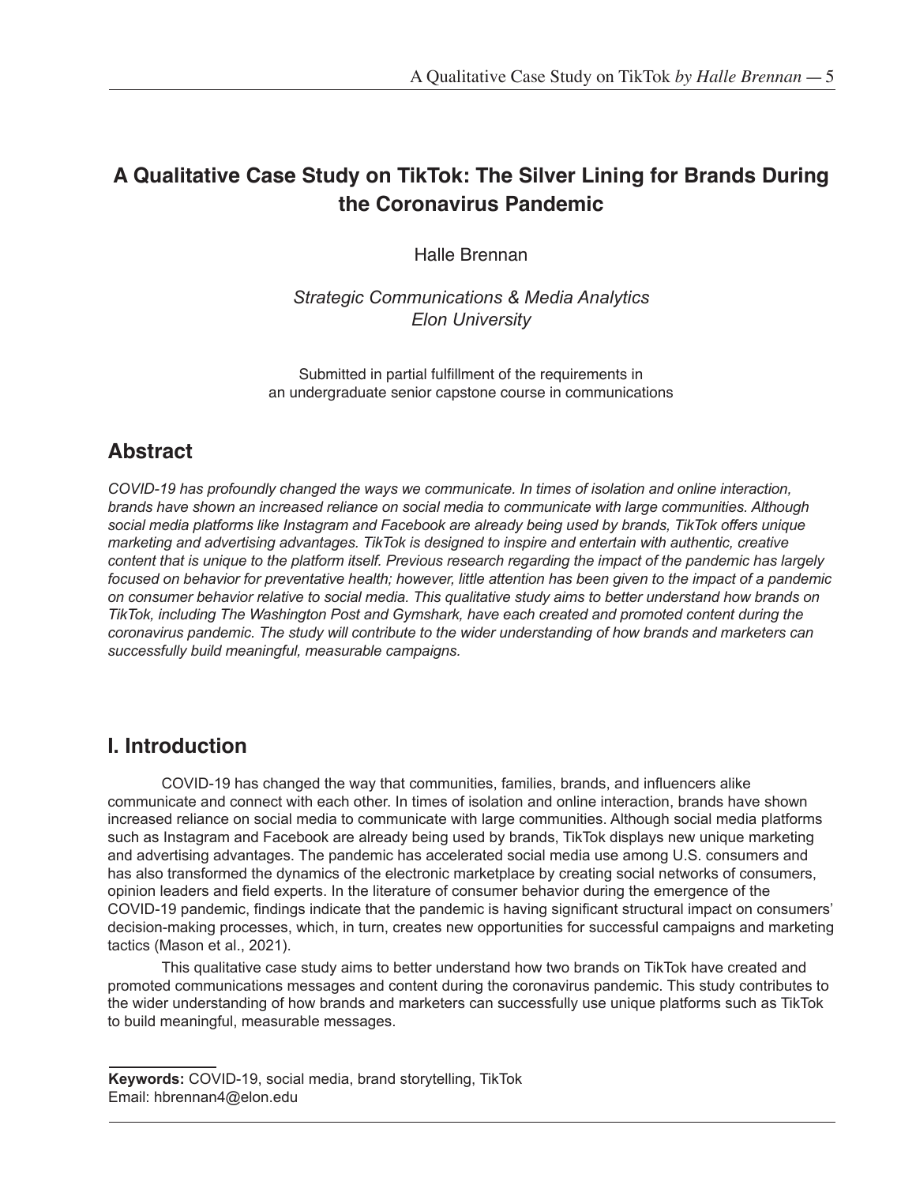# A Qualitative Case Study on TikTok: The Silver Lining for Brands During the Coronavirus Pandemic

Halle Brennan

*Strategic Communications & Media Analytics*
*Elon University*

Submitted in partial fulfillment of the requirements in an undergraduate senior capstone course in communications

## Abstract

*COVID-19 has profoundly changed the ways we communicate. In times of isolation and online interaction, brands have shown an increased reliance on social media to communicate with large communities. Although social media platforms like Instagram and Facebook are already being used by brands, TikTok offers unique marketing and advertising advantages. TikTok is designed to inspire and entertain with authentic, creative content that is unique to the platform itself. Previous research regarding the impact of the pandemic has largely focused on behavior for preventative health; however, little attention has been given to the impact of a pandemic on consumer behavior relative to social media. This qualitative study aims to better understand how brands on TikTok, including The Washington Post and Gymshark, have each created and promoted content during the coronavirus pandemic. The study will contribute to the wider understanding of how brands and marketers can successfully build meaningful, measurable campaigns.*

## I. Introduction

COVID-19 has changed the way that communities, families, brands, and influencers alike communicate and connect with each other. In times of isolation and online interaction, brands have shown increased reliance on social media to communicate with large communities. Although social media platforms such as Instagram and Facebook are already being used by brands, TikTok displays new unique marketing and advertising advantages. The pandemic has accelerated social media use among U.S. consumers and has also transformed the dynamics of the electronic marketplace by creating social networks of consumers, opinion leaders and field experts. In the literature of consumer behavior during the emergence of the COVID-19 pandemic, findings indicate that the pandemic is having significant structural impact on consumers' decision-making processes, which, in turn, creates new opportunities for successful campaigns and marketing tactics (Mason et al., 2021).

This qualitative case study aims to better understand how two brands on TikTok have created and promoted communications messages and content during the coronavirus pandemic. This study contributes to the wider understanding of how brands and marketers can successfully use unique platforms such as TikTok to build meaningful, measurable messages.

**Keywords:** COVID-19, social media, brand storytelling, TikTok
Email: hbrennan4@elon.edu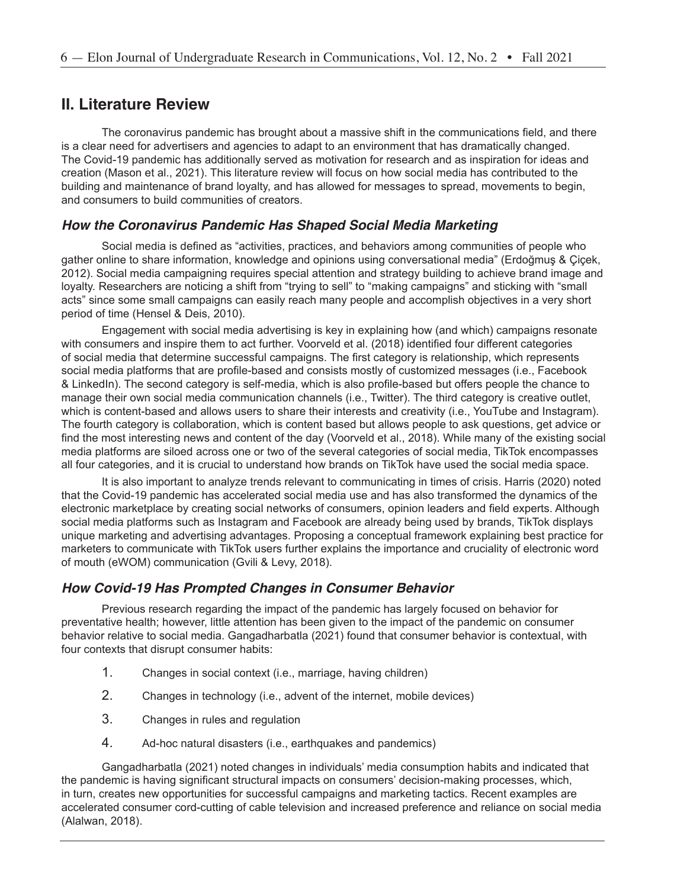## II. Literature Review

The coronavirus pandemic has brought about a massive shift in the communications field, and there is a clear need for advertisers and agencies to adapt to an environment that has dramatically changed. The Covid-19 pandemic has additionally served as motivation for research and as inspiration for ideas and creation (Mason et al., 2021). This literature review will focus on how social media has contributed to the building and maintenance of brand loyalty, and has allowed for messages to spread, movements to begin, and consumers to build communities of creators.

### *How the Coronavirus Pandemic Has Shaped Social Media Marketing*

Social media is defined as "activities, practices, and behaviors among communities of people who gather online to share information, knowledge and opinions using conversational media" (Erdoğmuş & Çiçek, 2012). Social media campaigning requires special attention and strategy building to achieve brand image and loyalty. Researchers are noticing a shift from "trying to sell" to "making campaigns" and sticking with "small acts" since some small campaigns can easily reach many people and accomplish objectives in a very short period of time (Hensel & Deis, 2010).

Engagement with social media advertising is key in explaining how (and which) campaigns resonate with consumers and inspire them to act further. Voorveld et al. (2018) identified four different categories of social media that determine successful campaigns. The first category is relationship, which represents social media platforms that are profile-based and consists mostly of customized messages (i.e., Facebook & LinkedIn). The second category is self-media, which is also profile-based but offers people the chance to manage their own social media communication channels (i.e., Twitter). The third category is creative outlet, which is content-based and allows users to share their interests and creativity (i.e., YouTube and Instagram). The fourth category is collaboration, which is content based but allows people to ask questions, get advice or find the most interesting news and content of the day (Voorveld et al., 2018). While many of the existing social media platforms are siloed across one or two of the several categories of social media, TikTok encompasses all four categories, and it is crucial to understand how brands on TikTok have used the social media space.

It is also important to analyze trends relevant to communicating in times of crisis. Harris (2020) noted that the Covid-19 pandemic has accelerated social media use and has also transformed the dynamics of the electronic marketplace by creating social networks of consumers, opinion leaders and field experts. Although social media platforms such as Instagram and Facebook are already being used by brands, TikTok displays unique marketing and advertising advantages. Proposing a conceptual framework explaining best practice for marketers to communicate with TikTok users further explains the importance and cruciality of electronic word of mouth (eWOM) communication (Gvili & Levy, 2018).

### *How Covid-19 Has Prompted Changes in Consumer Behavior*

Previous research regarding the impact of the pandemic has largely focused on behavior for preventative health; however, little attention has been given to the impact of the pandemic on consumer behavior relative to social media. Gangadharbatla (2021) found that consumer behavior is contextual, with four contexts that disrupt consumer habits:

1. Changes in social context (i.e., marriage, having children)
2. Changes in technology (i.e., advent of the internet, mobile devices)
3. Changes in rules and regulation
4. Ad-hoc natural disasters (i.e., earthquakes and pandemics)

Gangadharbatla (2021) noted changes in individuals' media consumption habits and indicated that the pandemic is having significant structural impacts on consumers' decision-making processes, which, in turn, creates new opportunities for successful campaigns and marketing tactics. Recent examples are accelerated consumer cord-cutting of cable television and increased preference and reliance on social media (Alalwan, 2018).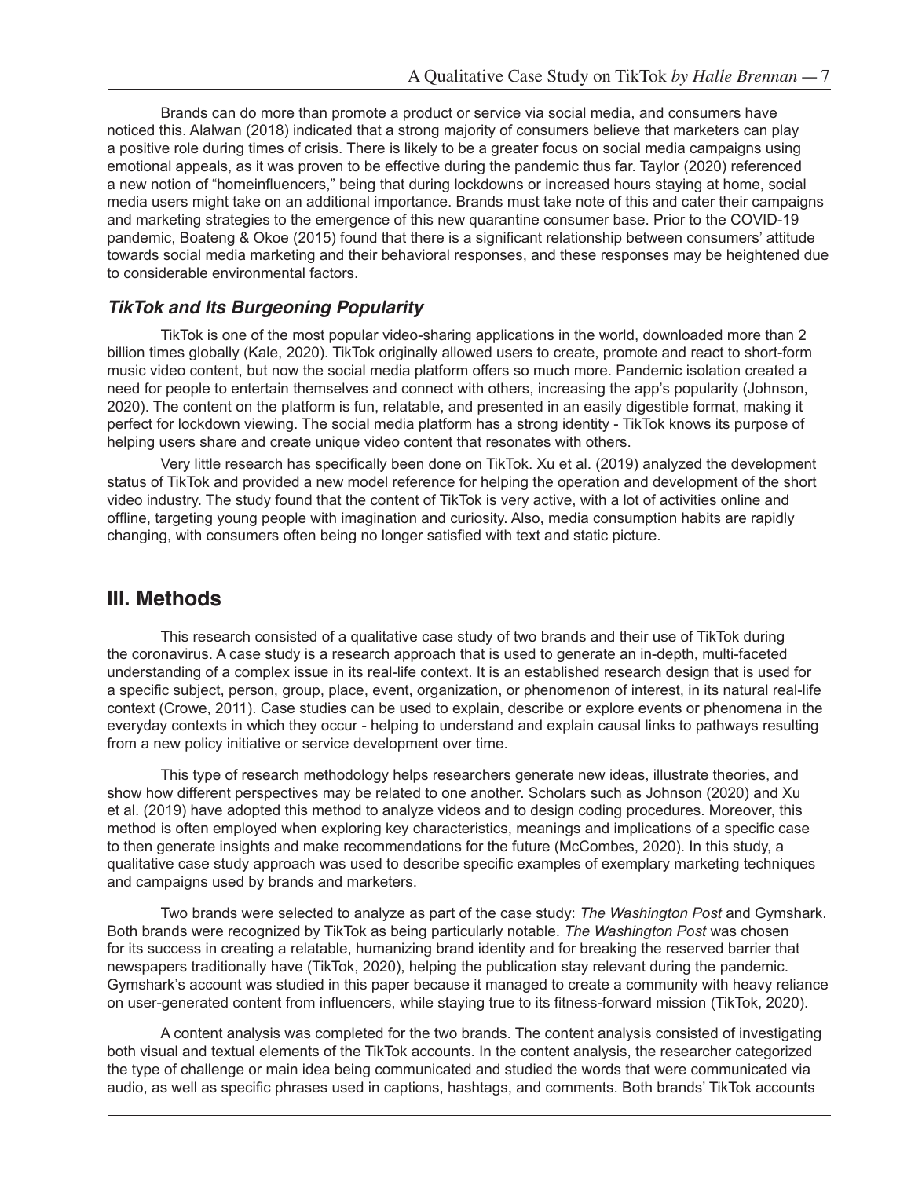Brands can do more than promote a product or service via social media, and consumers have noticed this. Alalwan (2018) indicated that a strong majority of consumers believe that marketers can play a positive role during times of crisis. There is likely to be a greater focus on social media campaigns using emotional appeals, as it was proven to be effective during the pandemic thus far. Taylor (2020) referenced a new notion of "homeinfluencers," being that during lockdowns or increased hours staying at home, social media users might take on an additional importance. Brands must take note of this and cater their campaigns and marketing strategies to the emergence of this new quarantine consumer base. Prior to the COVID-19 pandemic, Boateng & Okoe (2015) found that there is a significant relationship between consumers' attitude towards social media marketing and their behavioral responses, and these responses may be heightened due to considerable environmental factors.

### *TikTok and Its Burgeoning Popularity*

TikTok is one of the most popular video-sharing applications in the world, downloaded more than 2 billion times globally (Kale, 2020). TikTok originally allowed users to create, promote and react to short-form music video content, but now the social media platform offers so much more. Pandemic isolation created a need for people to entertain themselves and connect with others, increasing the app's popularity (Johnson, 2020). The content on the platform is fun, relatable, and presented in an easily digestible format, making it perfect for lockdown viewing. The social media platform has a strong identity - TikTok knows its purpose of helping users share and create unique video content that resonates with others.

Very little research has specifically been done on TikTok. Xu et al. (2019) analyzed the development status of TikTok and provided a new model reference for helping the operation and development of the short video industry. The study found that the content of TikTok is very active, with a lot of activities online and offline, targeting young people with imagination and curiosity. Also, media consumption habits are rapidly changing, with consumers often being no longer satisfied with text and static picture.

## III. Methods

This research consisted of a qualitative case study of two brands and their use of TikTok during the coronavirus. A case study is a research approach that is used to generate an in-depth, multi-faceted understanding of a complex issue in its real-life context. It is an established research design that is used for a specific subject, person, group, place, event, organization, or phenomenon of interest, in its natural real-life context (Crowe, 2011). Case studies can be used to explain, describe or explore events or phenomena in the everyday contexts in which they occur - helping to understand and explain causal links to pathways resulting from a new policy initiative or service development over time.

This type of research methodology helps researchers generate new ideas, illustrate theories, and show how different perspectives may be related to one another. Scholars such as Johnson (2020) and Xu et al. (2019) have adopted this method to analyze videos and to design coding procedures. Moreover, this method is often employed when exploring key characteristics, meanings and implications of a specific case to then generate insights and make recommendations for the future (McCombes, 2020). In this study, a qualitative case study approach was used to describe specific examples of exemplary marketing techniques and campaigns used by brands and marketers.

Two brands were selected to analyze as part of the case study: *The Washington Post* and Gymshark. Both brands were recognized by TikTok as being particularly notable. *The Washington Post* was chosen for its success in creating a relatable, humanizing brand identity and for breaking the reserved barrier that newspapers traditionally have (TikTok, 2020), helping the publication stay relevant during the pandemic. Gymshark's account was studied in this paper because it managed to create a community with heavy reliance on user-generated content from influencers, while staying true to its fitness-forward mission (TikTok, 2020).

A content analysis was completed for the two brands. The content analysis consisted of investigating both visual and textual elements of the TikTok accounts. In the content analysis, the researcher categorized the type of challenge or main idea being communicated and studied the words that were communicated via audio, as well as specific phrases used in captions, hashtags, and comments. Both brands' TikTok accounts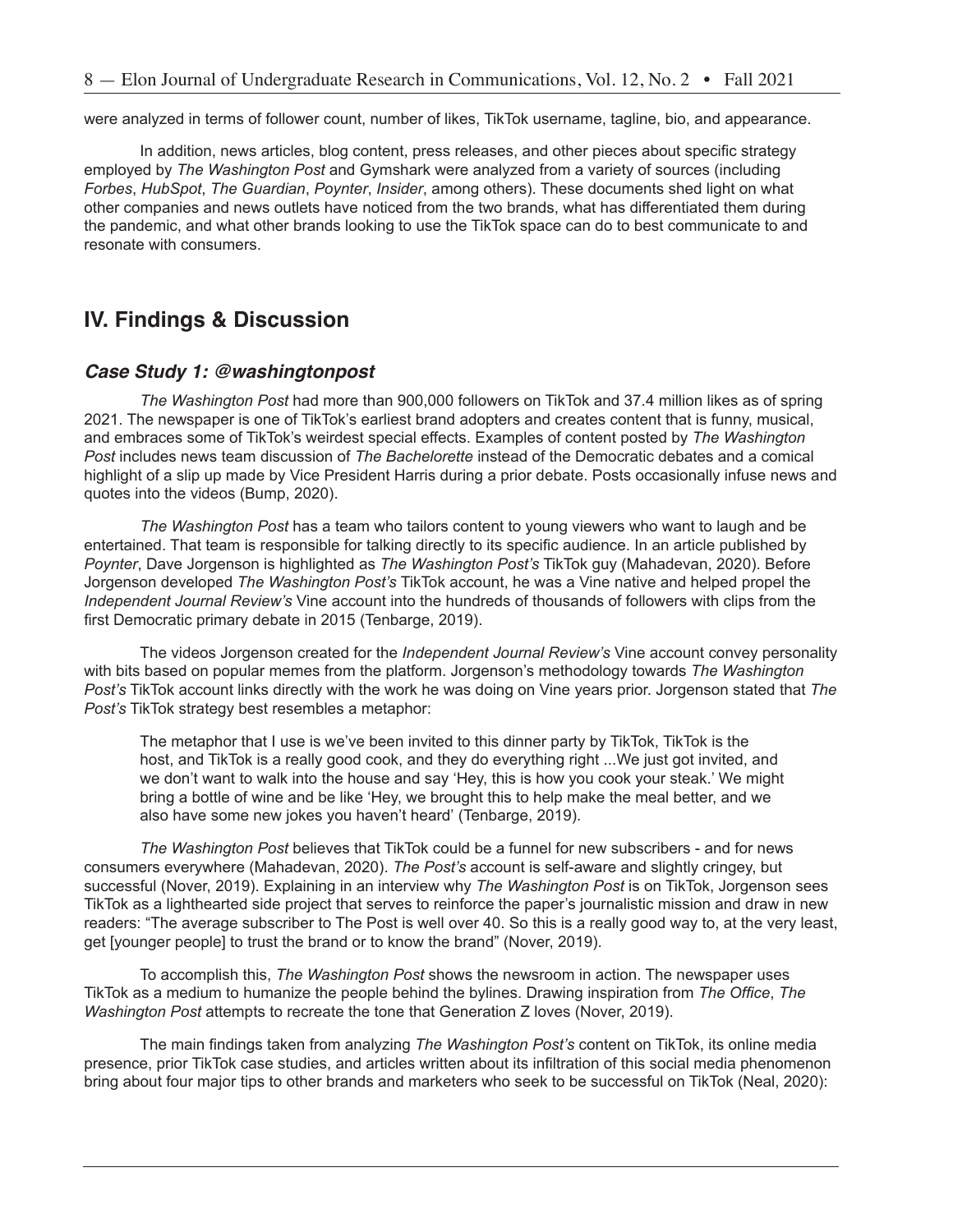were analyzed in terms of follower count, number of likes, TikTok username, tagline, bio, and appearance.

In addition, news articles, blog content, press releases, and other pieces about specific strategy employed by *The Washington Post* and Gymshark were analyzed from a variety of sources (including *Forbes*, *HubSpot*, *The Guardian*, *Poynter*, *Insider*, among others). These documents shed light on what other companies and news outlets have noticed from the two brands, what has differentiated them during the pandemic, and what other brands looking to use the TikTok space can do to best communicate to and resonate with consumers.

## IV. Findings & Discussion

### *Case Study 1: @washingtonpost*

*The Washington Post* had more than 900,000 followers on TikTok and 37.4 million likes as of spring 2021. The newspaper is one of TikTok's earliest brand adopters and creates content that is funny, musical, and embraces some of TikTok's weirdest special effects. Examples of content posted by *The Washington Post* includes news team discussion of *The Bachelorette* instead of the Democratic debates and a comical highlight of a slip up made by Vice President Harris during a prior debate. Posts occasionally infuse news and quotes into the videos (Bump, 2020).

*The Washington Post* has a team who tailors content to young viewers who want to laugh and be entertained. That team is responsible for talking directly to its specific audience. In an article published by *Poynter*, Dave Jorgenson is highlighted as *The Washington Post's* TikTok guy (Mahadevan, 2020). Before Jorgenson developed *The Washington Post's* TikTok account, he was a Vine native and helped propel the *Independent Journal Review's* Vine account into the hundreds of thousands of followers with clips from the first Democratic primary debate in 2015 (Tenbarge, 2019).

The videos Jorgenson created for the *Independent Journal Review's* Vine account convey personality with bits based on popular memes from the platform. Jorgenson's methodology towards *The Washington Post's* TikTok account links directly with the work he was doing on Vine years prior. Jorgenson stated that *The Post's* TikTok strategy best resembles a metaphor:

> The metaphor that I use is we've been invited to this dinner party by TikTok, TikTok is the host, and TikTok is a really good cook, and they do everything right ...We just got invited, and we don't want to walk into the house and say 'Hey, this is how you cook your steak.' We might bring a bottle of wine and be like 'Hey, we brought this to help make the meal better, and we also have some new jokes you haven't heard' (Tenbarge, 2019).

*The Washington Post* believes that TikTok could be a funnel for new subscribers - and for news consumers everywhere (Mahadevan, 2020). *The Post's* account is self-aware and slightly cringey, but successful (Nover, 2019). Explaining in an interview why *The Washington Post* is on TikTok, Jorgenson sees TikTok as a lighthearted side project that serves to reinforce the paper's journalistic mission and draw in new readers: "The average subscriber to The Post is well over 40. So this is a really good way to, at the very least, get [younger people] to trust the brand or to know the brand" (Nover, 2019).

To accomplish this, *The Washington Post* shows the newsroom in action. The newspaper uses TikTok as a medium to humanize the people behind the bylines. Drawing inspiration from *The Office*, *The Washington Post* attempts to recreate the tone that Generation Z loves (Nover, 2019).

The main findings taken from analyzing *The Washington Post's* content on TikTok, its online media presence, prior TikTok case studies, and articles written about its infiltration of this social media phenomenon bring about four major tips to other brands and marketers who seek to be successful on TikTok (Neal, 2020):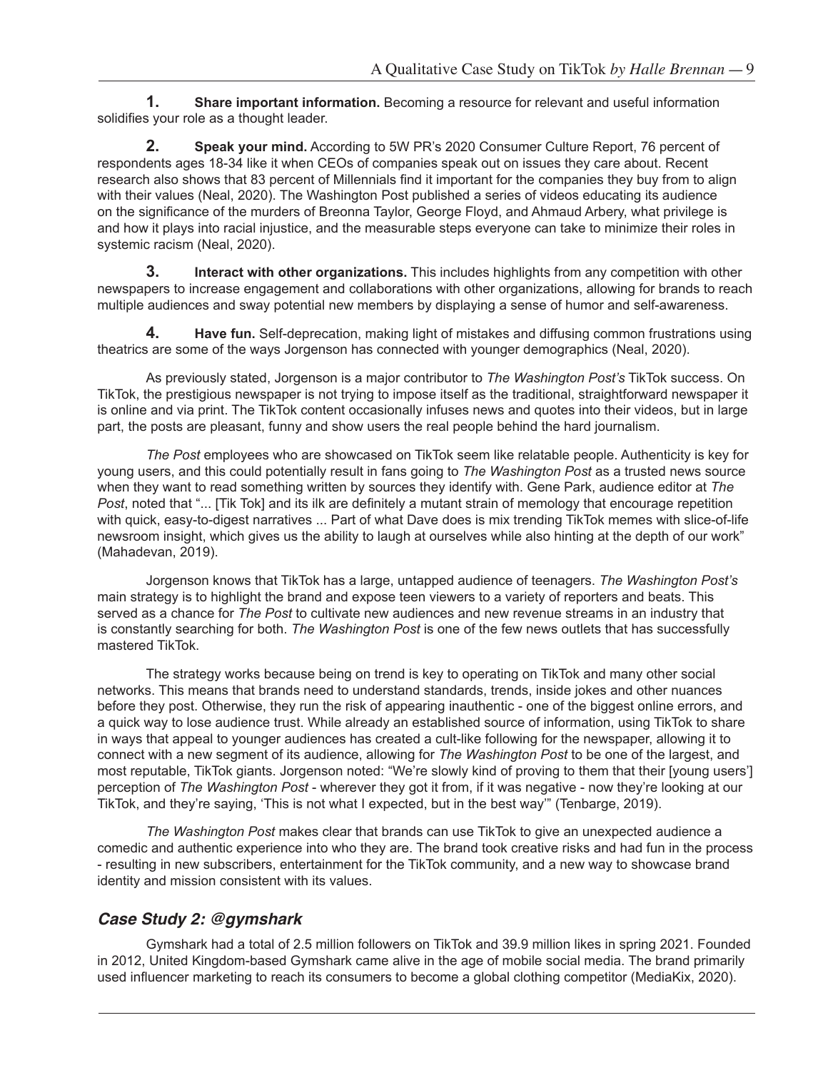1. **Share important information.** Becoming a resource for relevant and useful information solidifies your role as a thought leader.

2. **Speak your mind.** According to 5W PR's 2020 Consumer Culture Report, 76 percent of respondents ages 18-34 like it when CEOs of companies speak out on issues they care about. Recent research also shows that 83 percent of Millennials find it important for the companies they buy from to align with their values (Neal, 2020). The Washington Post published a series of videos educating its audience on the significance of the murders of Breonna Taylor, George Floyd, and Ahmaud Arbery, what privilege is and how it plays into racial injustice, and the measurable steps everyone can take to minimize their roles in systemic racism (Neal, 2020).

3. **Interact with other organizations.** This includes highlights from any competition with other newspapers to increase engagement and collaborations with other organizations, allowing for brands to reach multiple audiences and sway potential new members by displaying a sense of humor and self-awareness.

4. **Have fun.** Self-deprecation, making light of mistakes and diffusing common frustrations using theatrics are some of the ways Jorgenson has connected with younger demographics (Neal, 2020).

As previously stated, Jorgenson is a major contributor to *The Washington Post's* TikTok success. On TikTok, the prestigious newspaper is not trying to impose itself as the traditional, straightforward newspaper it is online and via print. The TikTok content occasionally infuses news and quotes into their videos, but in large part, the posts are pleasant, funny and show users the real people behind the hard journalism.

*The Post* employees who are showcased on TikTok seem like relatable people. Authenticity is key for young users, and this could potentially result in fans going to *The Washington Post* as a trusted news source when they want to read something written by sources they identify with. Gene Park, audience editor at *The Post*, noted that "... [Tik Tok] and its ilk are definitely a mutant strain of memology that encourage repetition with quick, easy-to-digest narratives ... Part of what Dave does is mix trending TikTok memes with slice-of-life newsroom insight, which gives us the ability to laugh at ourselves while also hinting at the depth of our work" (Mahadevan, 2019).

Jorgenson knows that TikTok has a large, untapped audience of teenagers. *The Washington Post's* main strategy is to highlight the brand and expose teen viewers to a variety of reporters and beats. This served as a chance for *The Post* to cultivate new audiences and new revenue streams in an industry that is constantly searching for both. *The Washington Post* is one of the few news outlets that has successfully mastered TikTok.

The strategy works because being on trend is key to operating on TikTok and many other social networks. This means that brands need to understand standards, trends, inside jokes and other nuances before they post. Otherwise, they run the risk of appearing inauthentic - one of the biggest online errors, and a quick way to lose audience trust. While already an established source of information, using TikTok to share in ways that appeal to younger audiences has created a cult-like following for the newspaper, allowing it to connect with a new segment of its audience, allowing for *The Washington Post* to be one of the largest, and most reputable, TikTok giants. Jorgenson noted: "We're slowly kind of proving to them that their [young users'] perception of *The Washington Post* - wherever they got it from, if it was negative - now they're looking at our TikTok, and they're saying, 'This is not what I expected, but in the best way'" (Tenbarge, 2019).

*The Washington Post* makes clear that brands can use TikTok to give an unexpected audience a comedic and authentic experience into who they are. The brand took creative risks and had fun in the process - resulting in new subscribers, entertainment for the TikTok community, and a new way to showcase brand identity and mission consistent with its values.

### *Case Study 2: @gymshark*

Gymshark had a total of 2.5 million followers on TikTok and 39.9 million likes in spring 2021. Founded in 2012, United Kingdom-based Gymshark came alive in the age of mobile social media. The brand primarily used influencer marketing to reach its consumers to become a global clothing competitor (MediaKix, 2020).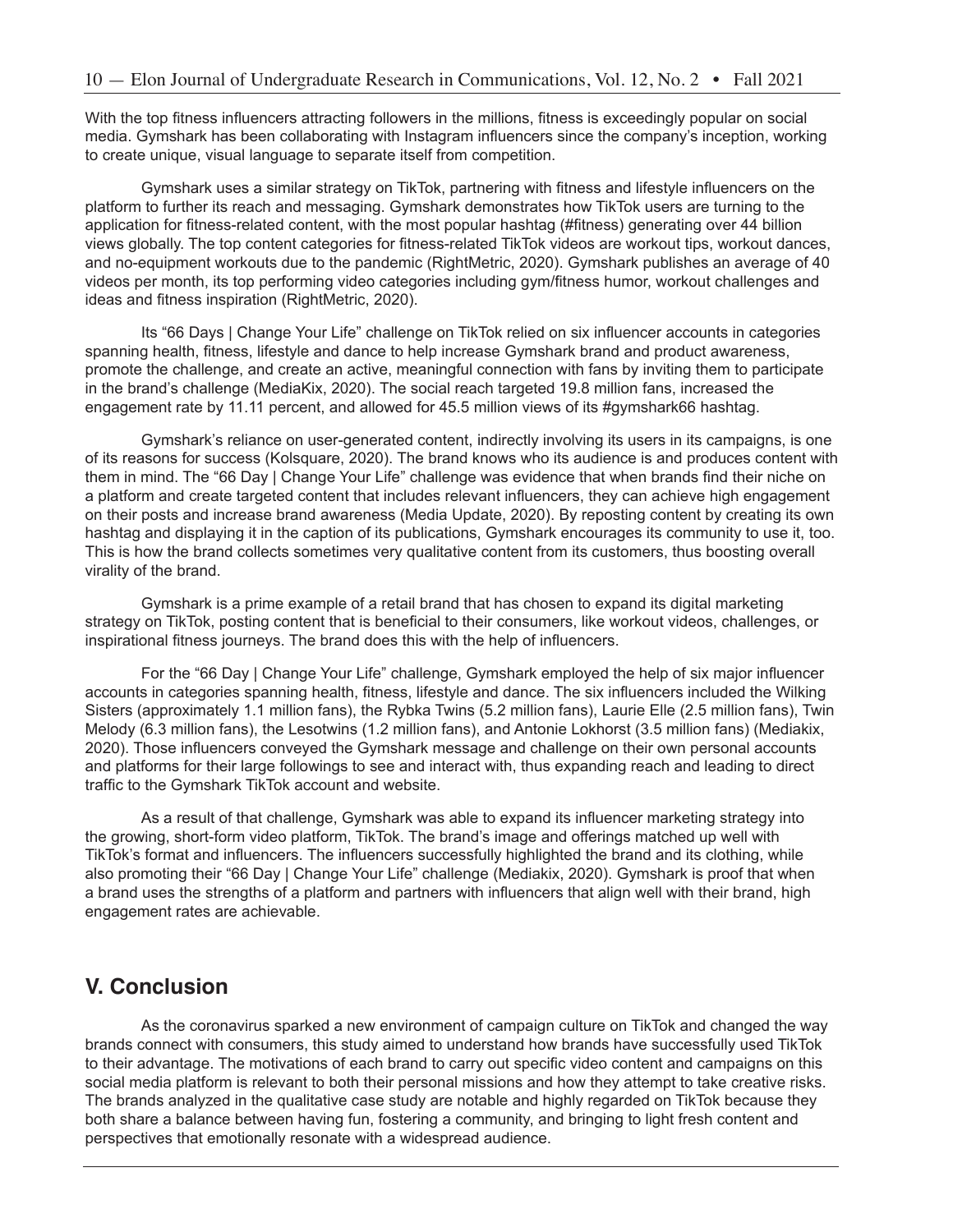With the top fitness influencers attracting followers in the millions, fitness is exceedingly popular on social media. Gymshark has been collaborating with Instagram influencers since the company's inception, working to create unique, visual language to separate itself from competition.

Gymshark uses a similar strategy on TikTok, partnering with fitness and lifestyle influencers on the platform to further its reach and messaging. Gymshark demonstrates how TikTok users are turning to the application for fitness-related content, with the most popular hashtag (#fitness) generating over 44 billion views globally. The top content categories for fitness-related TikTok videos are workout tips, workout dances, and no-equipment workouts due to the pandemic (RightMetric, 2020). Gymshark publishes an average of 40 videos per month, its top performing video categories including gym/fitness humor, workout challenges and ideas and fitness inspiration (RightMetric, 2020).

Its "66 Days | Change Your Life" challenge on TikTok relied on six influencer accounts in categories spanning health, fitness, lifestyle and dance to help increase Gymshark brand and product awareness, promote the challenge, and create an active, meaningful connection with fans by inviting them to participate in the brand's challenge (MediaKix, 2020). The social reach targeted 19.8 million fans, increased the engagement rate by 11.11 percent, and allowed for 45.5 million views of its #gymshark66 hashtag.

Gymshark's reliance on user-generated content, indirectly involving its users in its campaigns, is one of its reasons for success (Kolsquare, 2020). The brand knows who its audience is and produces content with them in mind. The "66 Day | Change Your Life" challenge was evidence that when brands find their niche on a platform and create targeted content that includes relevant influencers, they can achieve high engagement on their posts and increase brand awareness (Media Update, 2020). By reposting content by creating its own hashtag and displaying it in the caption of its publications, Gymshark encourages its community to use it, too. This is how the brand collects sometimes very qualitative content from its customers, thus boosting overall virality of the brand.

Gymshark is a prime example of a retail brand that has chosen to expand its digital marketing strategy on TikTok, posting content that is beneficial to their consumers, like workout videos, challenges, or inspirational fitness journeys. The brand does this with the help of influencers.

For the "66 Day | Change Your Life" challenge, Gymshark employed the help of six major influencer accounts in categories spanning health, fitness, lifestyle and dance. The six influencers included the Wilking Sisters (approximately 1.1 million fans), the Rybka Twins (5.2 million fans), Laurie Elle (2.5 million fans), Twin Melody (6.3 million fans), the Lesotwins (1.2 million fans), and Antonie Lokhorst (3.5 million fans) (Mediakix, 2020). Those influencers conveyed the Gymshark message and challenge on their own personal accounts and platforms for their large followings to see and interact with, thus expanding reach and leading to direct traffic to the Gymshark TikTok account and website.

As a result of that challenge, Gymshark was able to expand its influencer marketing strategy into the growing, short-form video platform, TikTok. The brand's image and offerings matched up well with TikTok's format and influencers. The influencers successfully highlighted the brand and its clothing, while also promoting their "66 Day | Change Your Life" challenge (Mediakix, 2020). Gymshark is proof that when a brand uses the strengths of a platform and partners with influencers that align well with their brand, high engagement rates are achievable.

## V. Conclusion

As the coronavirus sparked a new environment of campaign culture on TikTok and changed the way brands connect with consumers, this study aimed to understand how brands have successfully used TikTok to their advantage. The motivations of each brand to carry out specific video content and campaigns on this social media platform is relevant to both their personal missions and how they attempt to take creative risks. The brands analyzed in the qualitative case study are notable and highly regarded on TikTok because they both share a balance between having fun, fostering a community, and bringing to light fresh content and perspectives that emotionally resonate with a widespread audience.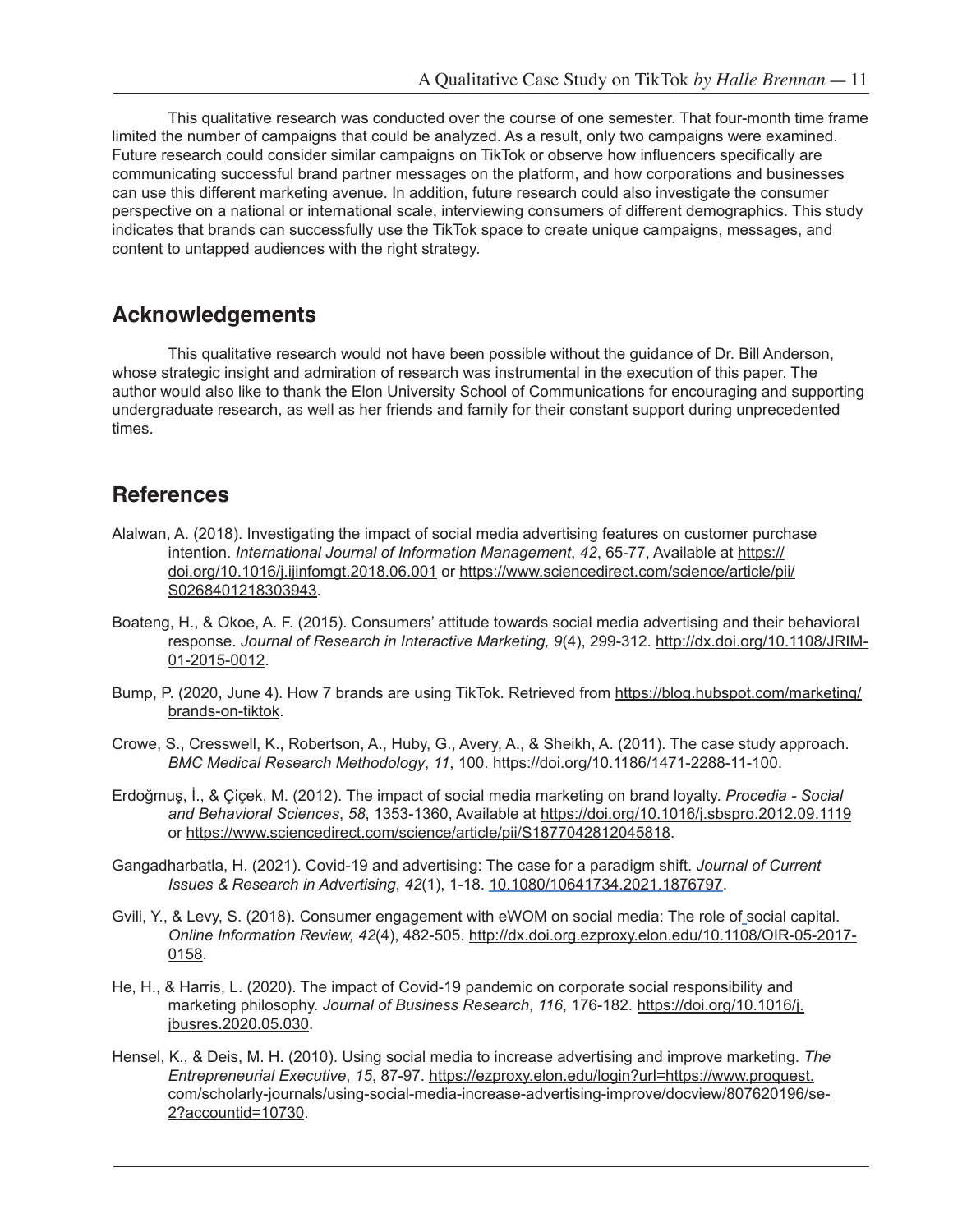This qualitative research was conducted over the course of one semester. That four-month time frame limited the number of campaigns that could be analyzed. As a result, only two campaigns were examined. Future research could consider similar campaigns on TikTok or observe how influencers specifically are communicating successful brand partner messages on the platform, and how corporations and businesses can use this different marketing avenue. In addition, future research could also investigate the consumer perspective on a national or international scale, interviewing consumers of different demographics. This study indicates that brands can successfully use the TikTok space to create unique campaigns, messages, and content to untapped audiences with the right strategy.

## Acknowledgements

This qualitative research would not have been possible without the guidance of Dr. Bill Anderson, whose strategic insight and admiration of research was instrumental in the execution of this paper. The author would also like to thank the Elon University School of Communications for encouraging and supporting undergraduate research, as well as her friends and family for their constant support during unprecedented times.

## References

Alalwan, A. (2018). Investigating the impact of social media advertising features on customer purchase intention. *International Journal of Information Management*, *42*, 65-77, Available at https://doi.org/10.1016/j.ijinfomgt.2018.06.001 or https://www.sciencedirect.com/science/article/pii/S0268401218303943.

Boateng, H., & Okoe, A. F. (2015). Consumers' attitude towards social media advertising and their behavioral response. *Journal of Research in Interactive Marketing, 9*(4), 299-312. http://dx.doi.org/10.1108/JRIM-01-2015-0012.

Bump, P. (2020, June 4). How 7 brands are using TikTok. Retrieved from https://blog.hubspot.com/marketing/brands-on-tiktok.

Crowe, S., Cresswell, K., Robertson, A., Huby, G., Avery, A., & Sheikh, A. (2011). The case study approach. *BMC Medical Research Methodology*, *11*, 100. https://doi.org/10.1186/1471-2288-11-100.

Erdoğmuş, İ., & Çiçek, M. (2012). The impact of social media marketing on brand loyalty. *Procedia - Social and Behavioral Sciences*, *58*, 1353-1360, Available at https://doi.org/10.1016/j.sbspro.2012.09.1119 or https://www.sciencedirect.com/science/article/pii/S1877042812045818.

Gangadharbatla, H. (2021). Covid-19 and advertising: The case for a paradigm shift. *Journal of Current Issues & Research in Advertising*, *42*(1), 1-18. 10.1080/10641734.2021.1876797.

Gvili, Y., & Levy, S. (2018). Consumer engagement with eWOM on social media: The role of social capital. *Online Information Review, 42*(4), 482-505. http://dx.doi.org.ezproxy.elon.edu/10.1108/OIR-05-2017-0158.

He, H., & Harris, L. (2020). The impact of Covid-19 pandemic on corporate social responsibility and marketing philosophy. *Journal of Business Research*, *116*, 176-182. https://doi.org/10.1016/j.jbusres.2020.05.030.

Hensel, K., & Deis, M. H. (2010). Using social media to increase advertising and improve marketing. *The Entrepreneurial Executive*, *15*, 87-97. https://ezproxy.elon.edu/login?url=https://www.proquest.com/scholarly-journals/using-social-media-increase-advertising-improve/docview/807620196/se-2?accountid=10730.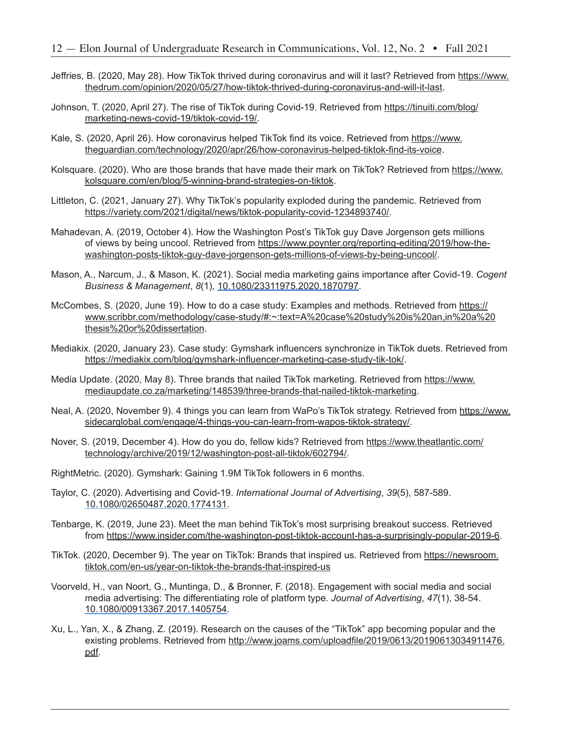Jeffries, B. (2020, May 28). How TikTok thrived during coronavirus and will it last? Retrieved from https://www.thedrum.com/opinion/2020/05/27/how-tiktok-thrived-during-coronavirus-and-will-it-last.

Johnson, T. (2020, April 27). The rise of TikTok during Covid-19. Retrieved from https://tinuiti.com/blog/marketing-news-covid-19/tiktok-covid-19/.

Kale, S. (2020, April 26). How coronavirus helped TikTok find its voice. Retrieved from https://www.theguardian.com/technology/2020/apr/26/how-coronavirus-helped-tiktok-find-its-voice.

Kolsquare. (2020). Who are those brands that have made their mark on TikTok? Retrieved from https://www.kolsquare.com/en/blog/5-winning-brand-strategies-on-tiktok.

Littleton, C. (2021, January 27). Why TikTok's popularity exploded during the pandemic. Retrieved from https://variety.com/2021/digital/news/tiktok-popularity-covid-1234893740/.

Mahadevan, A. (2019, October 4). How the Washington Post's TikTok guy Dave Jorgenson gets millions of views by being uncool. Retrieved from https://www.poynter.org/reporting-editing/2019/how-the-washington-posts-tiktok-guy-dave-jorgenson-gets-millions-of-views-by-being-uncool/.

Mason, A., Narcum, J., & Mason, K. (2021). Social media marketing gains importance after Covid-19. *Cogent Business & Management*, *8*(1), 10.1080/23311975.2020.1870797.

McCombes, S. (2020, June 19). How to do a case study: Examples and methods. Retrieved from https://www.scribbr.com/methodology/case-study/#:~:text=A%20case%20study%20is%20an,in%20a%20thesis%20or%20dissertation.

Mediakix. (2020, January 23). Case study: Gymshark influencers synchronize in TikTok duets. Retrieved from https://mediakix.com/blog/gymshark-influencer-marketing-case-study-tik-tok/.

Media Update. (2020, May 8). Three brands that nailed TikTok marketing. Retrieved from https://www.mediaupdate.co.za/marketing/148539/three-brands-that-nailed-tiktok-marketing.

Neal, A. (2020, November 9). 4 things you can learn from WaPo's TikTok strategy. Retrieved from https://www.sidecarglobal.com/engage/4-things-you-can-learn-from-wapos-tiktok-strategy/.

Nover, S. (2019, December 4). How do you do, fellow kids? Retrieved from https://www.theatlantic.com/technology/archive/2019/12/washington-post-all-tiktok/602794/.

RightMetric. (2020). Gymshark: Gaining 1.9M TikTok followers in 6 months.

Taylor, C. (2020). Advertising and Covid-19. *International Journal of Advertising*, *39*(5), 587-589. 10.1080/02650487.2020.1774131.

Tenbarge, K. (2019, June 23). Meet the man behind TikTok's most surprising breakout success. Retrieved from https://www.insider.com/the-washington-post-tiktok-account-has-a-surprisingly-popular-2019-6.

TikTok. (2020, December 9). The year on TikTok: Brands that inspired us. Retrieved from https://newsroom.tiktok.com/en-us/year-on-tiktok-the-brands-that-inspired-us

Voorveld, H., van Noort, G., Muntinga, D., & Bronner, F. (2018). Engagement with social media and social media advertising: The differentiating role of platform type. *Journal of Advertising*, *47*(1), 38-54. 10.1080/00913367.2017.1405754.

Xu, L., Yan, X., & Zhang, Z. (2019). Research on the causes of the "TikTok" app becoming popular and the existing problems. Retrieved from http://www.joams.com/uploadfile/2019/0613/20190613034911476.pdf.